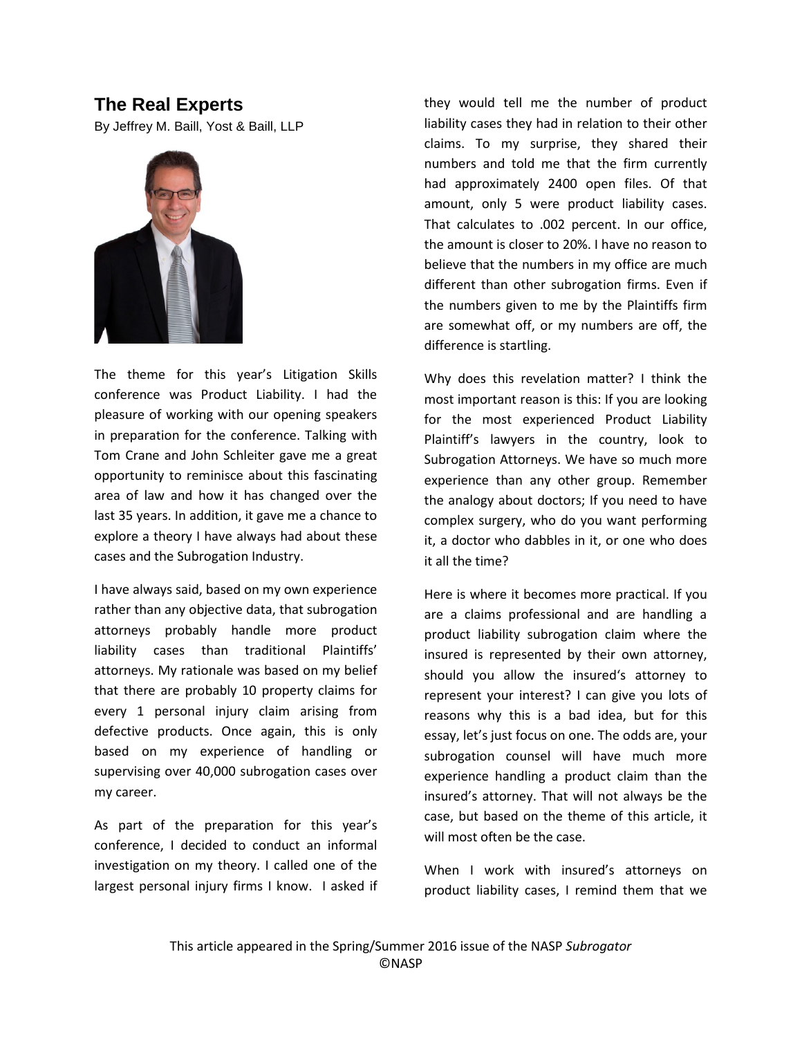# The Real Experts

By Jeffrey M. Baill, Yost & Baill, LLP

The theme for this year's Litigation Skills conference was Product Liability. I had the pleasure of working with our opening speakers in preparation for the conference. Talking with Tom Crane and John Schleiter gave me a great opportunity to reminisce about this fascinating area of law and how it has changed over the last 35 years. In addition, it gave me a chance to explore a theory I have always had about these cases and the Subrogation Industry.

I have always said, based on my own experience rather than any objective data, that subrogation attorneys probably handle more product liability cases than traditional Plaintiffs' attorneys. My rationale was based on my belief that there are probably 10 property claims for every 1 personal injury claim arising from defective products. Once again, this is only based on my experience of handling or supervising over 40,000 subrogation cases over my career.

As part of the preparation for this year's conference, I decided to conduct an informal investigation on my theory. I called one of the largest personal injury firms I know. I asked if they would tell me the number of product liability cases they had in relation to their other claims. To my surprise, they shared their numbers and told me that the firm currently had approximately 2400 open files. Of that amount, only 5 were product liability cases. That calculates to .002 percent. In our office, the amount is closer to 20%. I have no reason to believe that the numbers in my office are much different than other subrogation firms. Even if the numbers given to me by the Plaintiffs firm are somewhat off, or my numbers are off, the difference is startling.

Why does this revelation matter? I think the most important reason is this: If you are looking for the most experienced Product Liability Plaintiff's lawyers in the country, look to Subrogation Attorneys. We have so much more experience than any other group. Remember the analogy about doctors; If you need to have complex surgery, who do you want performing it, a doctor who dabbles in it, or one who does it all the time?

Here is where it becomes more practical. If you are a claims professional and are handling a product liability subrogation claim where the insured is represented by their own attorney, should you allow the insured's attorney to represent your interest? I can give you lots of reasons why this is a bad idea, but for this essay, let's just focus on one. The odds are, your subrogation counsel will have much more experience handling a product claim than the insured's attorney. That will not always be the case, but based on the theme of this article, it will most often be the case.

When I work with insured's attorneys on product liability cases, I remind them that we

This article appeared in the Spring/Summer 2016 issue of the NASP *Subrogator*
©NASP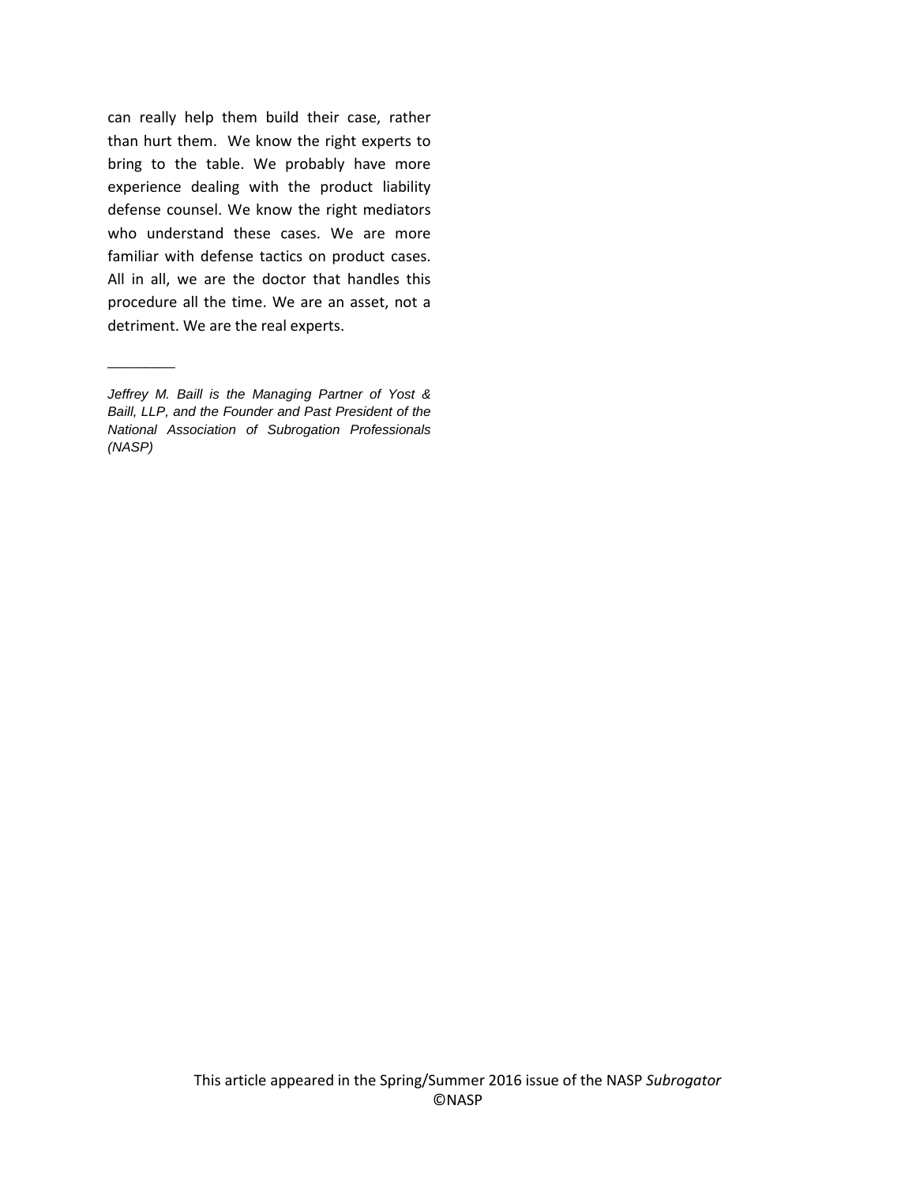can really help them build their case, rather than hurt them. We know the right experts to bring to the table. We probably have more experience dealing with the product liability defense counsel. We know the right mediators who understand these cases. We are more familiar with defense tactics on product cases. All in all, we are the doctor that handles this procedure all the time. We are an asset, not a detriment. We are the real experts.

________

*Jeffrey M. Baill is the Managing Partner of Yost & Baill, LLP, and the Founder and Past President of the National Association of Subrogation Professionals (NASP)*

This article appeared in the Spring/Summer 2016 issue of the NASP *Subrogator*
©NASP